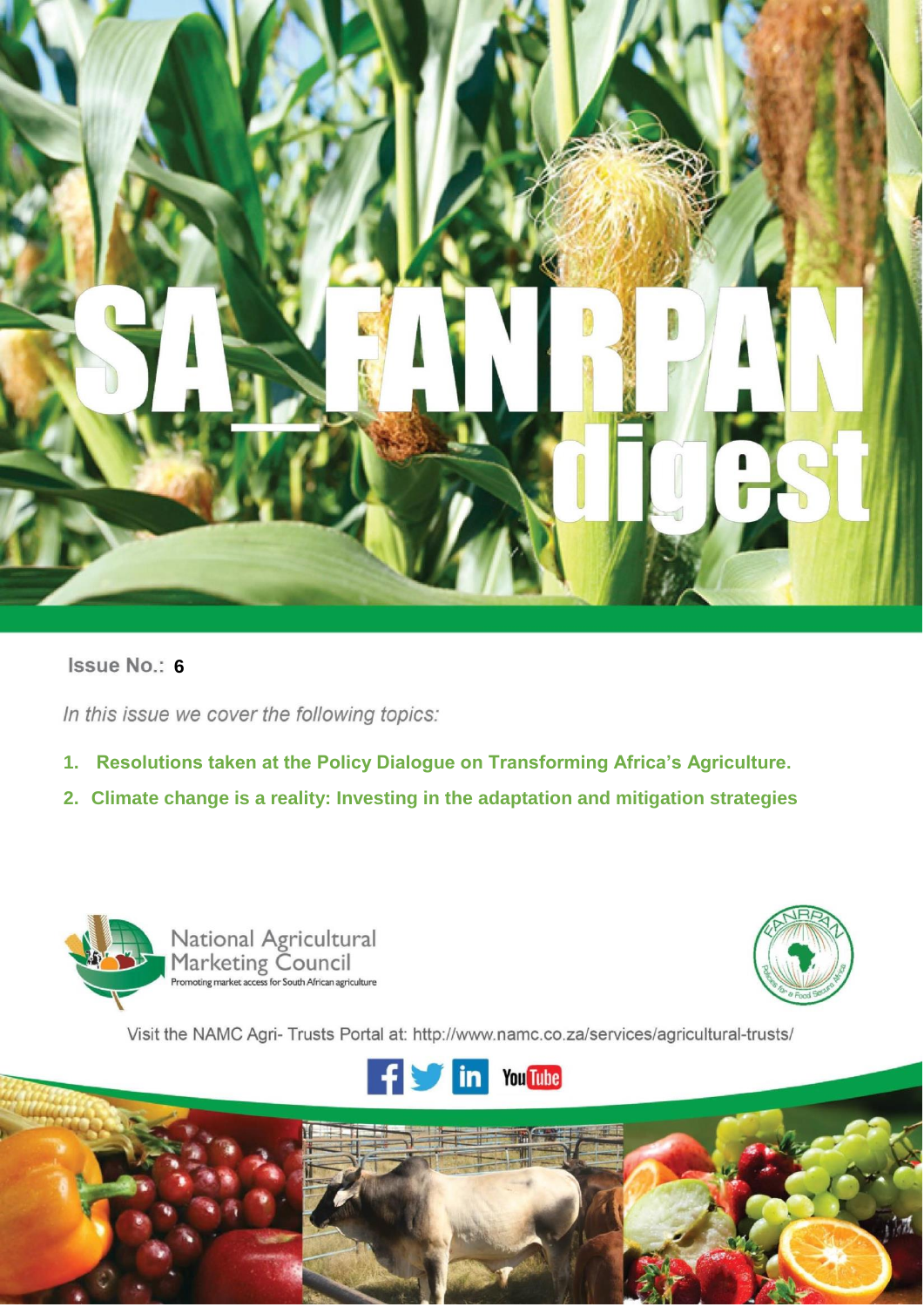# SA_FANRPAN digest

Issue No.: 6

*In this issue we cover the following topics:*

1. **Resolutions taken at the Policy Dialogue on Transforming Africa's Agriculture.**
2. **Climate change is a reality: Investing in the adaptation and mitigation strategies**

National Agricultural Marketing Council
Promoting market access for South African agriculture

Visit the NAMC Agri- Trusts Portal at: http://www.namc.co.za/services/agricultural-trusts/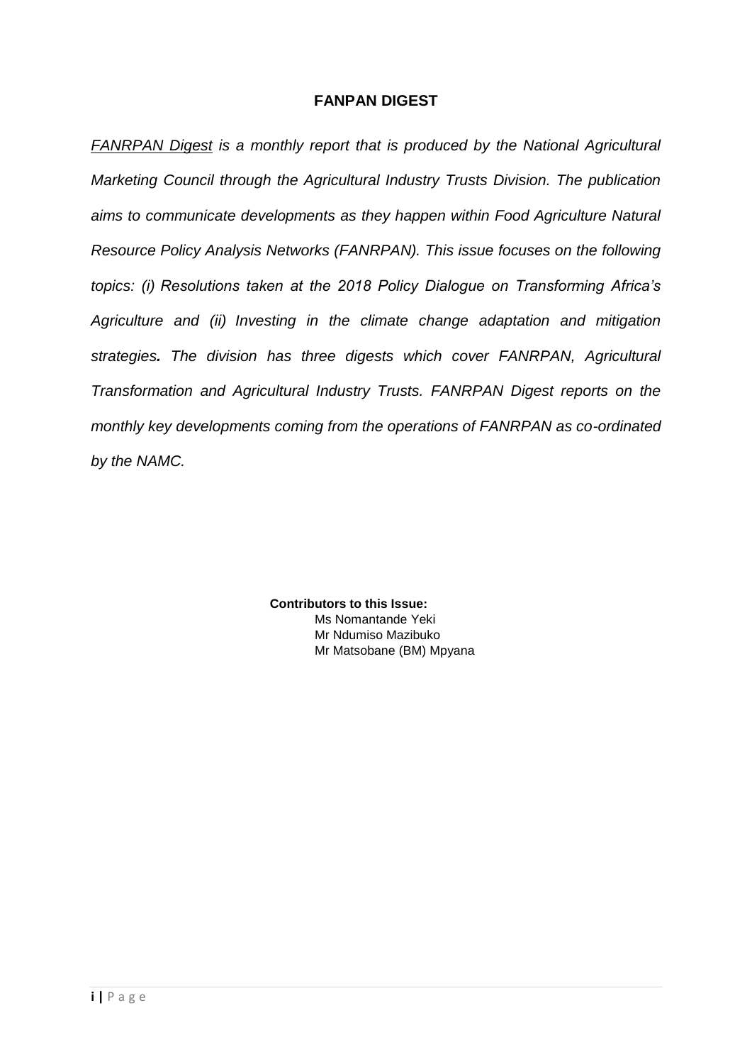**FANPAN DIGEST**

*FANRPAN Digest is a monthly report that is produced by the National Agricultural Marketing Council through the Agricultural Industry Trusts Division. The publication aims to communicate developments as they happen within Food Agriculture Natural Resource Policy Analysis Networks (FANRPAN). This issue focuses on the following topics: (i) Resolutions taken at the 2018 Policy Dialogue on Transforming Africa's Agriculture and (ii) Investing in the climate change adaptation and mitigation strategies. The division has three digests which cover FANRPAN, Agricultural Transformation and Agricultural Industry Trusts. FANRPAN Digest reports on the monthly key developments coming from the operations of FANRPAN as co-ordinated by the NAMC.*

**Contributors to this Issue:**

Ms Nomantande Yeki
Mr Ndumiso Mazibuko
Mr Matsobane (BM) Mpyana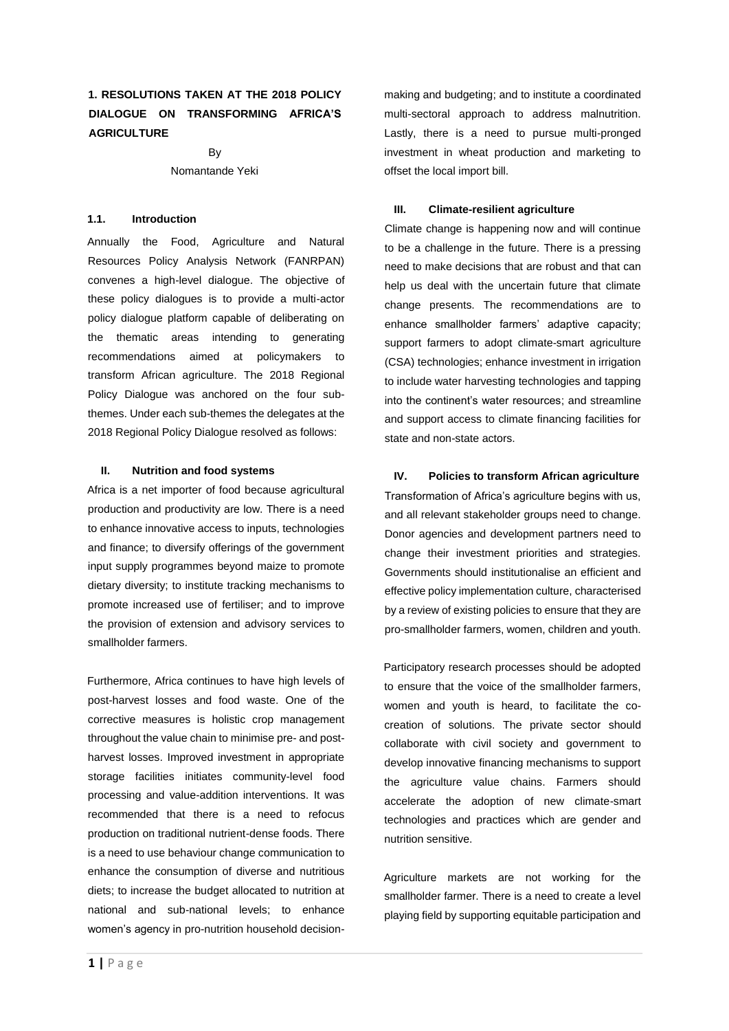## 1. RESOLUTIONS TAKEN AT THE 2018 POLICY DIALOGUE ON TRANSFORMING AFRICA'S AGRICULTURE

By

Nomantande Yeki

### 1.1. Introduction

Annually the Food, Agriculture and Natural Resources Policy Analysis Network (FANRPAN) convenes a high-level dialogue. The objective of these policy dialogues is to provide a multi-actor policy dialogue platform capable of deliberating on the thematic areas intending to generating recommendations aimed at policymakers to transform African agriculture. The 2018 Regional Policy Dialogue was anchored on the four sub-themes. Under each sub-themes the delegates at the 2018 Regional Policy Dialogue resolved as follows:

### II. Nutrition and food systems

Africa is a net importer of food because agricultural production and productivity are low. There is a need to enhance innovative access to inputs, technologies and finance; to diversify offerings of the government input supply programmes beyond maize to promote dietary diversity; to institute tracking mechanisms to promote increased use of fertiliser; and to improve the provision of extension and advisory services to smallholder farmers.

Furthermore, Africa continues to have high levels of post-harvest losses and food waste. One of the corrective measures is holistic crop management throughout the value chain to minimise pre- and post-harvest losses. Improved investment in appropriate storage facilities initiates community-level food processing and value-addition interventions. It was recommended that there is a need to refocus production on traditional nutrient-dense foods. There is a need to use behaviour change communication to enhance the consumption of diverse and nutritious diets; to increase the budget allocated to nutrition at national and sub-national levels; to enhance women's agency in pro-nutrition household decision-making and budgeting; and to institute a coordinated multi-sectoral approach to address malnutrition. Lastly, there is a need to pursue multi-pronged investment in wheat production and marketing to offset the local import bill.

### III. Climate-resilient agriculture

Climate change is happening now and will continue to be a challenge in the future. There is a pressing need to make decisions that are robust and that can help us deal with the uncertain future that climate change presents. The recommendations are to enhance smallholder farmers' adaptive capacity; support farmers to adopt climate-smart agriculture (CSA) technologies; enhance investment in irrigation to include water harvesting technologies and tapping into the continent's water resources; and streamline and support access to climate financing facilities for state and non-state actors.

### IV. Policies to transform African agriculture

Transformation of Africa's agriculture begins with us, and all relevant stakeholder groups need to change. Donor agencies and development partners need to change their investment priorities and strategies. Governments should institutionalise an efficient and effective policy implementation culture, characterised by a review of existing policies to ensure that they are pro-smallholder farmers, women, children and youth.

Participatory research processes should be adopted to ensure that the voice of the smallholder farmers, women and youth is heard, to facilitate the co-creation of solutions. The private sector should collaborate with civil society and government to develop innovative financing mechanisms to support the agriculture value chains. Farmers should accelerate the adoption of new climate-smart technologies and practices which are gender and nutrition sensitive.

Agriculture markets are not working for the smallholder farmer. There is a need to create a level playing field by supporting equitable participation and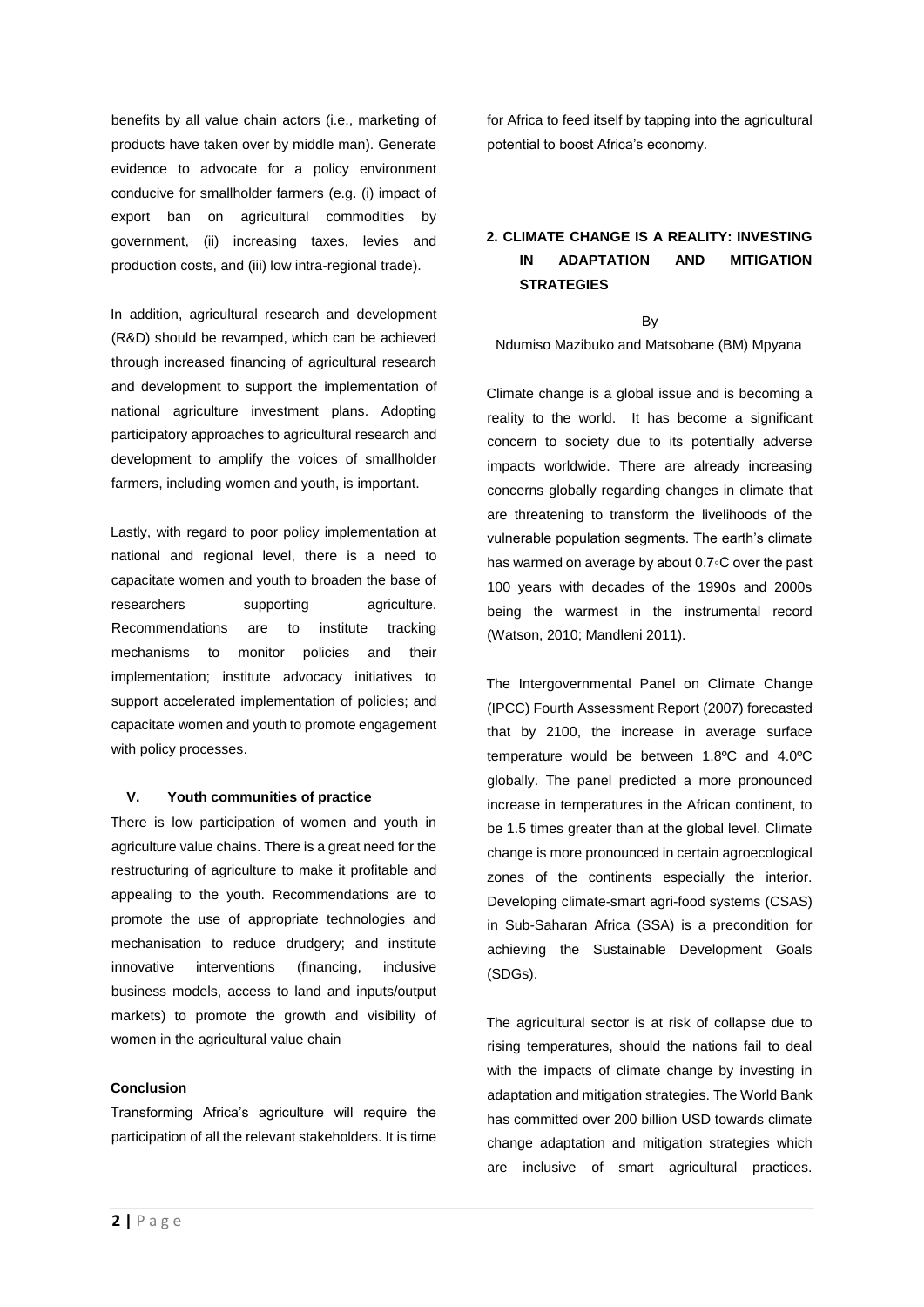benefits by all value chain actors (i.e., marketing of products have taken over by middle man). Generate evidence to advocate for a policy environment conducive for smallholder farmers (e.g. (i) impact of export ban on agricultural commodities by government, (ii) increasing taxes, levies and production costs, and (iii) low intra-regional trade).

In addition, agricultural research and development (R&D) should be revamped, which can be achieved through increased financing of agricultural research and development to support the implementation of national agriculture investment plans. Adopting participatory approaches to agricultural research and development to amplify the voices of smallholder farmers, including women and youth, is important.

Lastly, with regard to poor policy implementation at national and regional level, there is a need to capacitate women and youth to broaden the base of researchers supporting agriculture. Recommendations are to institute tracking mechanisms to monitor policies and their implementation; institute advocacy initiatives to support accelerated implementation of policies; and capacitate women and youth to promote engagement with policy processes.

#### V. Youth communities of practice

There is low participation of women and youth in agriculture value chains. There is a great need for the restructuring of agriculture to make it profitable and appealing to the youth. Recommendations are to promote the use of appropriate technologies and mechanisation to reduce drudgery; and institute innovative interventions (financing, inclusive business models, access to land and inputs/output markets) to promote the growth and visibility of women in the agricultural value chain

#### Conclusion

Transforming Africa's agriculture will require the participation of all the relevant stakeholders. It is time for Africa to feed itself by tapping into the agricultural potential to boost Africa's economy.

## 2. CLIMATE CHANGE IS A REALITY: INVESTING IN ADAPTATION AND MITIGATION STRATEGIES

By

Ndumiso Mazibuko and Matsobane (BM) Mpyana

Climate change is a global issue and is becoming a reality to the world. It has become a significant concern to society due to its potentially adverse impacts worldwide. There are already increasing concerns globally regarding changes in climate that are threatening to transform the livelihoods of the vulnerable population segments. The earth's climate has warmed on average by about 0.7◦C over the past 100 years with decades of the 1990s and 2000s being the warmest in the instrumental record (Watson, 2010; Mandleni 2011).

The Intergovernmental Panel on Climate Change (IPCC) Fourth Assessment Report (2007) forecasted that by 2100, the increase in average surface temperature would be between 1.8ºC and 4.0ºC globally. The panel predicted a more pronounced increase in temperatures in the African continent, to be 1.5 times greater than at the global level. Climate change is more pronounced in certain agroecological zones of the continents especially the interior. Developing climate-smart agri-food systems (CSAS) in Sub-Saharan Africa (SSA) is a precondition for achieving the Sustainable Development Goals (SDGs).

The agricultural sector is at risk of collapse due to rising temperatures, should the nations fail to deal with the impacts of climate change by investing in adaptation and mitigation strategies. The World Bank has committed over 200 billion USD towards climate change adaptation and mitigation strategies which are inclusive of smart agricultural practices.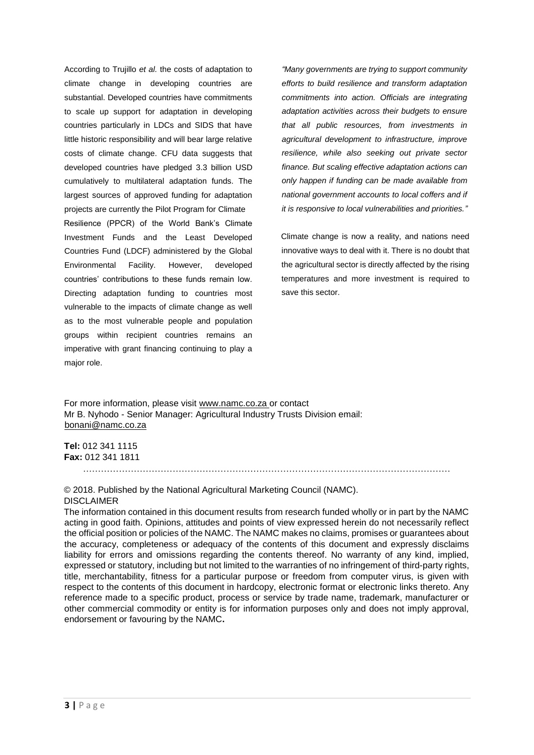According to Trujillo *et al.* the costs of adaptation to climate change in developing countries are substantial. Developed countries have commitments to scale up support for adaptation in developing countries particularly in LDCs and SIDS that have little historic responsibility and will bear large relative costs of climate change. CFU data suggests that developed countries have pledged 3.3 billion USD cumulatively to multilateral adaptation funds. The largest sources of approved funding for adaptation projects are currently the Pilot Program for Climate Resilience (PPCR) of the World Bank's Climate Investment Funds and the Least Developed Countries Fund (LDCF) administered by the Global Environmental Facility. However, developed countries' contributions to these funds remain low. Directing adaptation funding to countries most vulnerable to the impacts of climate change as well as to the most vulnerable people and population groups within recipient countries remains an imperative with grant financing continuing to play a major role.

*"Many governments are trying to support community efforts to build resilience and transform adaptation commitments into action. Officials are integrating adaptation activities across their budgets to ensure that all public resources, from investments in agricultural development to infrastructure, improve resilience, while also seeking out private sector finance. But scaling effective adaptation actions can only happen if funding can be made available from national government accounts to local coffers and if it is responsive to local vulnerabilities and priorities."*

Climate change is now a reality, and nations need innovative ways to deal with it. There is no doubt that the agricultural sector is directly affected by the rising temperatures and more investment is required to save this sector.

For more information, please visit www.namc.co.za or contact
Mr B. Nyhodo - Senior Manager: Agricultural Industry Trusts Division email: bonani@namc.co.za

**Tel:** 012 341 1115
**Fax:** 012 341 1811

© 2018. Published by the National Agricultural Marketing Council (NAMC).
DISCLAIMER

The information contained in this document results from research funded wholly or in part by the NAMC acting in good faith. Opinions, attitudes and points of view expressed herein do not necessarily reflect the official position or policies of the NAMC. The NAMC makes no claims, promises or guarantees about the accuracy, completeness or adequacy of the contents of this document and expressly disclaims liability for errors and omissions regarding the contents thereof. No warranty of any kind, implied, expressed or statutory, including but not limited to the warranties of no infringement of third-party rights, title, merchantability, fitness for a particular purpose or freedom from computer virus, is given with respect to the contents of this document in hardcopy, electronic format or electronic links thereto. Any reference made to a specific product, process or service by trade name, trademark, manufacturer or other commercial commodity or entity is for information purposes only and does not imply approval, endorsement or favouring by the NAMC**.**